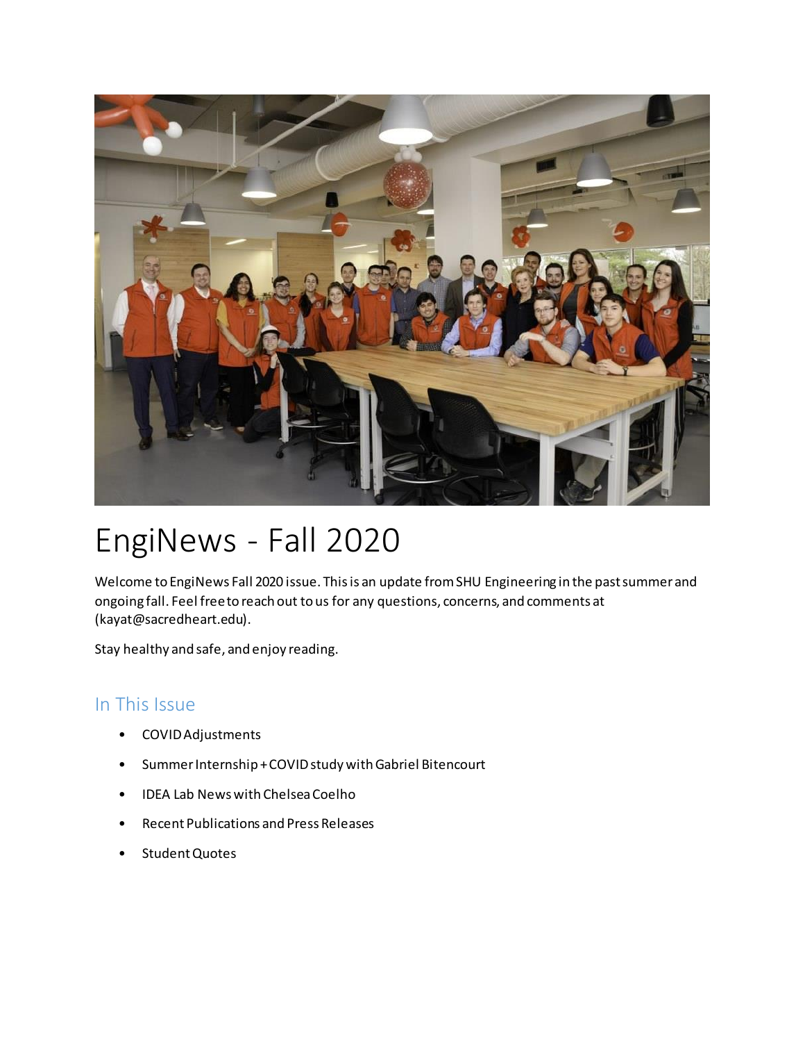# EngiNews - Fall 2020

Welcome to EngiNews Fall 2020 issue. This is an update from SHU Engineering in the past summer and ongoing fall. Feel free to reach out to us for any questions, concerns, and comments at (kayat@sacredheart.edu).

Stay healthy and safe, and enjoy reading.

## In This Issue

- COVID Adjustments
- Summer Internship + COVID study with Gabriel Bitencourt
- IDEA Lab News with Chelsea Coelho
- Recent Publications and Press Releases
- Student Quotes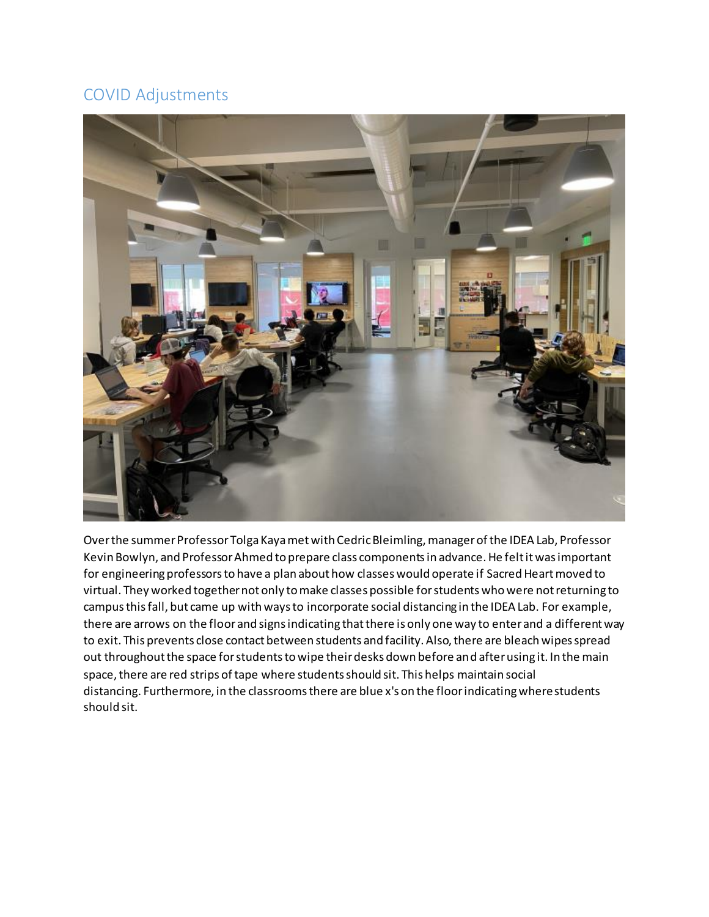## COVID Adjustments

Over the summer Professor Tolga Kaya met with Cedric Bleimling, manager of the IDEA Lab, Professor Kevin Bowlyn, and Professor Ahmed to prepare class components in advance. He felt it was important for engineering professors to have a plan about how classes would operate if Sacred Heart moved to virtual. They worked together not only to make classes possible for students who were not returning to campus this fall, but came up with ways to incorporate social distancing in the IDEA Lab. For example, there are arrows on the floor and signs indicating that there is only one way to enter and a different way to exit. This prevents close contact between students and facility. Also, there are bleach wipes spread out throughout the space for students to wipe their desks down before and after using it. In the main space, there are red strips of tape where students should sit. This helps maintain social distancing. Furthermore, in the classrooms there are blue x's on the floor indicating where students should sit.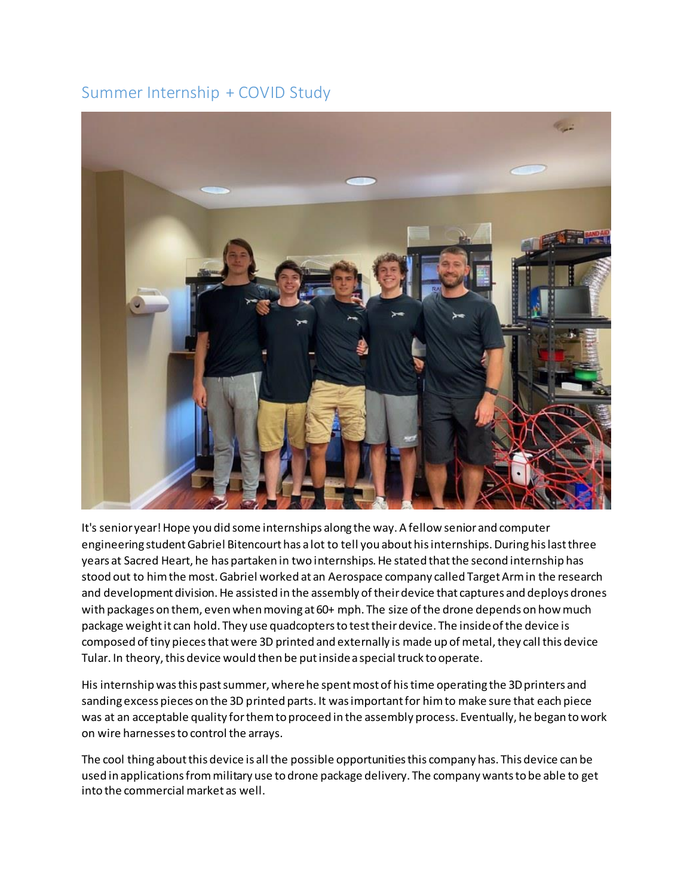## Summary Internship + COVID Study

It's senior year! Hope you did some internships along the way. A fellow senior and computer engineering student Gabriel Bitencourt has a lot to tell you about his internships. During his last three years at Sacred Heart, he has partaken in two internships. He stated that the second internship has stood out to him the most. Gabriel worked at an Aerospace company called Target Arm in the research and development division. He assisted in the assembly of their device that captures and deploys drones with packages on them, even when moving at 60+ mph. The size of the drone depends on how much package weight it can hold. They use quadcopters to test their device. The inside of the device is composed of tiny pieces that were 3D printed and externally is made up of metal, they call this device Tular. In theory, this device would then be put inside a special truck to operate.

His internship was this past summer, where he spent most of his time operating the 3D printers and sanding excess pieces on the 3D printed parts. It was important for him to make sure that each piece was at an acceptable quality for them to proceed in the assembly process. Eventually, he began to work on wire harnesses to control the arrays.

The cool thing about this device is all the possible opportunities this company has. This device can be used in applications from military use to drone package delivery. The company wants to be able to get into the commercial market as well.

## Summer Internship + COVID Study

It's senior year! Hope you did some internships along the way. A fellow senior and computer engineering student Gabriel Bitencourt has a lot to tell you about his internships. During his last three years at Sacred Heart, he has partaken in two internships. He stated that the second internship has stood out to him the most. Gabriel worked at an Aerospace company called Target Arm in the research and development division. He assisted in the assembly of their device that captures and deploys drones with packages on them, even when moving at 60+ mph. The size of the drone depends on how much package weight it can hold. They use quadcopters to test their device. The inside of the device is composed of tiny pieces that were 3D printed and externally is made up of metal, they call this device Tular. In theory, this device would then be put inside a special truck to operate.

His internship was this past summer, where he spent most of his time operating the 3D printers and sanding excess pieces on the 3D printed parts. It was important for him to make sure that each piece was at an acceptable quality for them to proceed in the assembly process. Eventually, he began to work on wire harnesses to control the arrays.

The cool thing about this device is all the possible opportunities this company has. This device can be used in applications from military use to drone package delivery. The company wants to be able to get into the commercial market as well.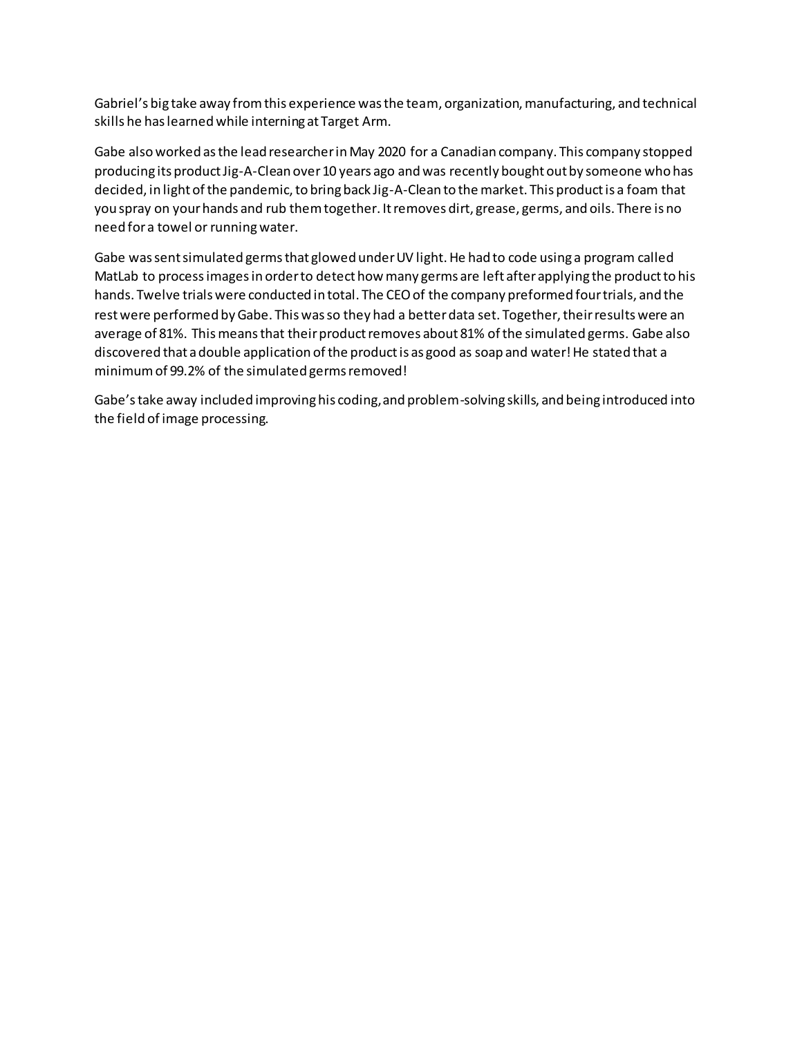Gabriel's big take away from this experience was the team, organization, manufacturing, and technical skills he has learned while interning at Target Arm.

Gabe also worked as the lead researcher in May 2020 for a Canadian company. This company stopped producing its product Jig-A-Clean over 10 years ago and was recently bought out by someone who has decided, in light of the pandemic, to bring back Jig-A-Clean to the market. This product is a foam that you spray on your hands and rub them together. It removes dirt, grease, germs, and oils. There is no need for a towel or running water.

Gabe was sent simulated germs that glowed under UV light. He had to code using a program called MatLab to process images in order to detect how many germs are left after applying the product to his hands. Twelve trials were conducted in total. The CEO of the company preformed four trials, and the rest were performed by Gabe. This was so they had a better data set. Together, their results were an average of 81%. This means that their product removes about 81% of the simulated germs. Gabe also discovered that a double application of the product is as good as soap and water! He stated that a minimum of 99.2% of the simulated germs removed!

Gabe's take away included improving his coding, and problem-solving skills, and being introduced into the field of image processing.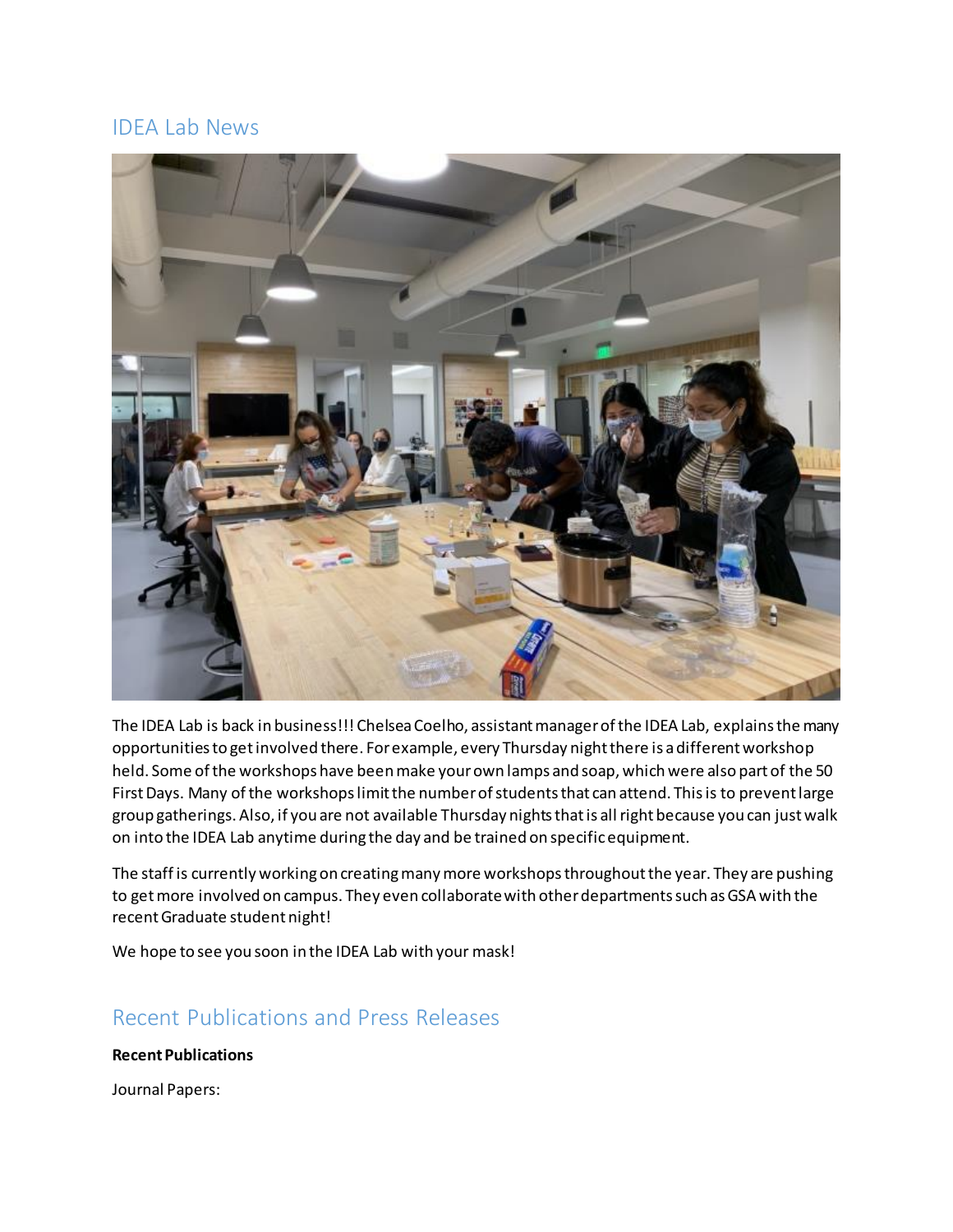## IDEA Lab News

The IDEA Lab is back in business!!! Chelsea Coelho, assistant manager of the IDEA Lab, explains the many opportunities to get involved there. For example, every Thursday night there is a different workshop held. Some of the workshops have been make your own lamps and soap, which were also part of the 50 First Days. Many of the workshops limit the number of students that can attend. This is to prevent large group gatherings. Also, if you are not available Thursday nights that is all right because you can just walk on into the IDEA Lab anytime during the day and be trained on specific equipment.

The staff is currently working on creating many more workshops throughout the year. They are pushing to get more involved on campus. They even collaborate with other departments such as GSA with the recent Graduate student night!

We hope to see you soon in the IDEA Lab with your mask!

## Recent Publications and Press Releases

**Recent Publications**

Journal Papers: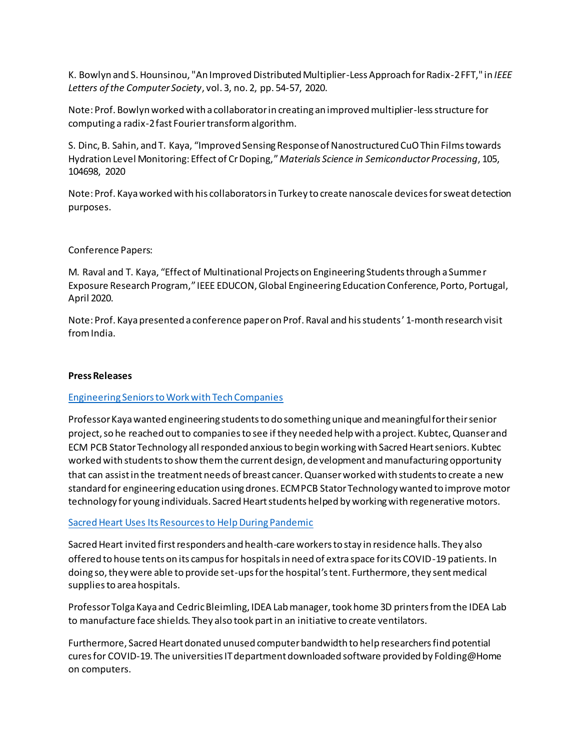K. Bowlyn and S. Hounsinou, "An Improved Distributed Multiplier-Less Approach for Radix-2 FFT," in *IEEE Letters of the Computer Society*, vol. 3, no. 2, pp. 54-57, 2020.

Note: Prof. Bowlyn worked with a collaborator in creating an improved multiplier-less structure for computing a radix-2 fast Fourier transform algorithm.

S. Dinc, B. Sahin, and T. Kaya, "Improved Sensing Response of Nanostructured CuO Thin Films towards Hydration Level Monitoring: Effect of Cr Doping," *Materials Science in Semiconductor Processing*, 105, 104698, 2020

Note: Prof. Kaya worked with his collaborators in Turkey to create nanoscale devices for sweat detection purposes.

Conference Papers:

M. Raval and T. Kaya, "Effect of Multinational Projects on Engineering Students through a Summer Exposure Research Program," IEEE EDUCON, Global Engineering Education Conference, Porto, Portugal, April 2020.

Note: Prof. Kaya presented a conference paper on Prof. Raval and his students' 1-month research visit from India.

**Press Releases**

Engineering Seniors to Work with Tech Companies

Professor Kaya wanted engineering students to do something unique and meaningful for their senior project, so he reached out to companies to see if they needed help with a project. Kubtec, Quanser and ECM PCB Stator Technology all responded anxious to begin working with Sacred Heart seniors. Kubtec worked with students to show them the current design, development and manufacturing opportunity that can assist in the treatment needs of breast cancer. Quanser worked with students to create a new standard for engineering education using drones. ECM PCB Stator Technology wanted to improve motor technology for young individuals. Sacred Heart students helped by working with regenerative motors.

Sacred Heart Uses Its Resources to Help During Pandemic

Sacred Heart invited first responders and health-care workers to stay in residence halls. They also offered to house tents on its campus for hospitals in need of extra space for its COVID-19 patients. In doing so, they were able to provide set-ups for the hospital's tent. Furthermore, they sent medical supplies to area hospitals.

Professor Tolga Kaya and Cedric Bleimling, IDEA Lab manager, took home 3D printers from the IDEA Lab to manufacture face shields. They also took part in an initiative to create ventilators.

Furthermore, Sacred Heart donated unused computer bandwidth to help researchers find potential cures for COVID-19. The universities IT department downloaded software provided by Folding@Home on computers.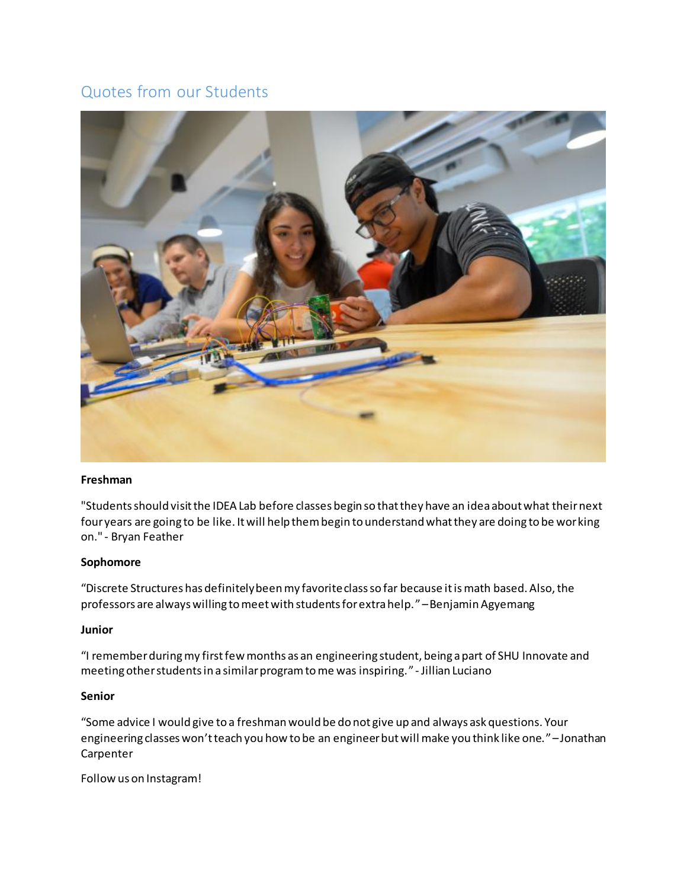## Quotes from our Students

**Freshman**

"Students should visit the IDEA Lab before classes begin so that they have an idea about what their next four years are going to be like. It will help them begin to understand what they are doing to be working on." - Bryan Feather

**Sophomore**

"Discrete Structures has definitely been my favorite class so far because it is math based. Also, the professors are always willing to meet with students for extra help." – Benjamin Agyemang

**Junior**

"I remember during my first few months as an engineering student, being a part of SHU Innovate and meeting other students in a similar program to me was inspiring." - Jillian Luciano

**Senior**

"Some advice I would give to a freshman would be do not give up and always ask questions. Your engineering classes won't teach you how to be an engineer but will make you think like one." – Jonathan Carpenter

Follow us on Instagram!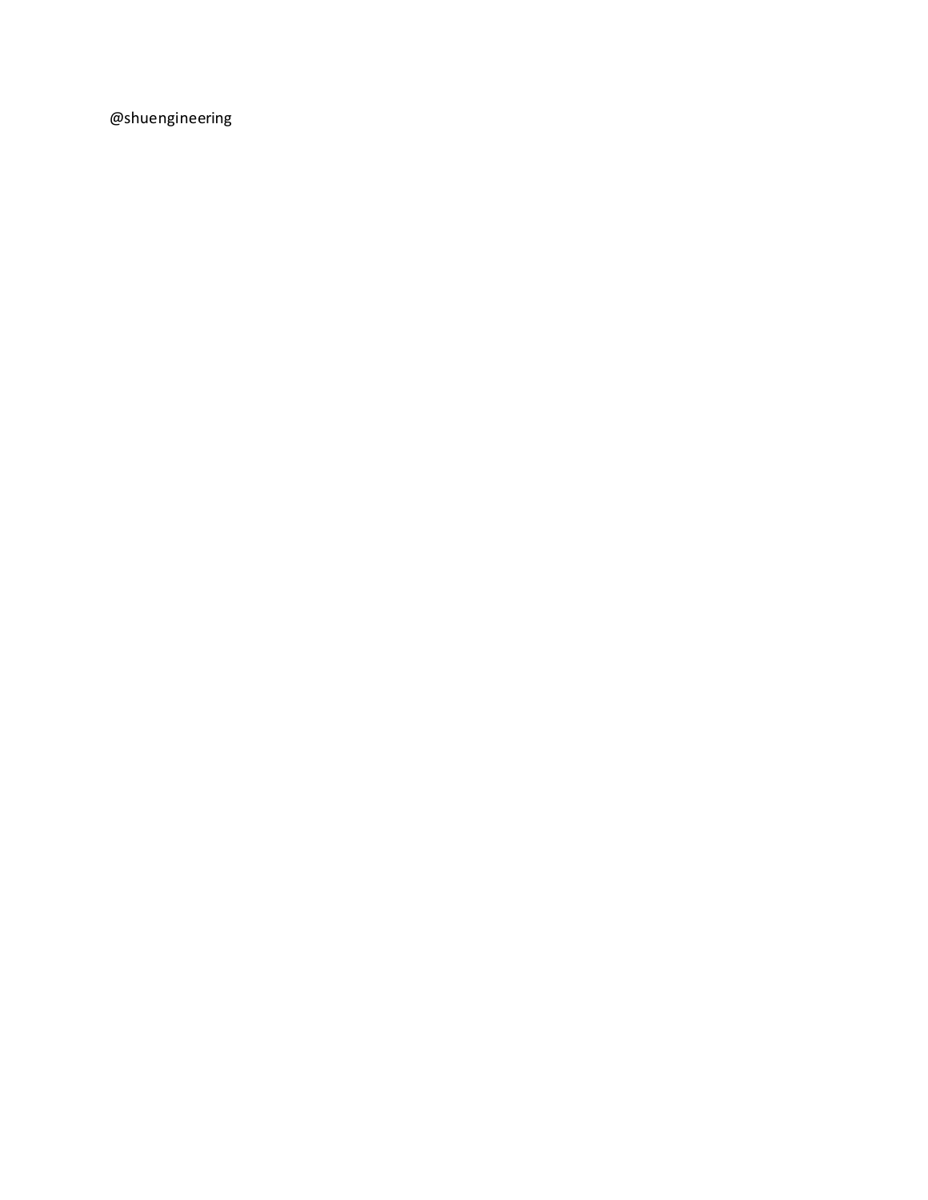@shuengineering